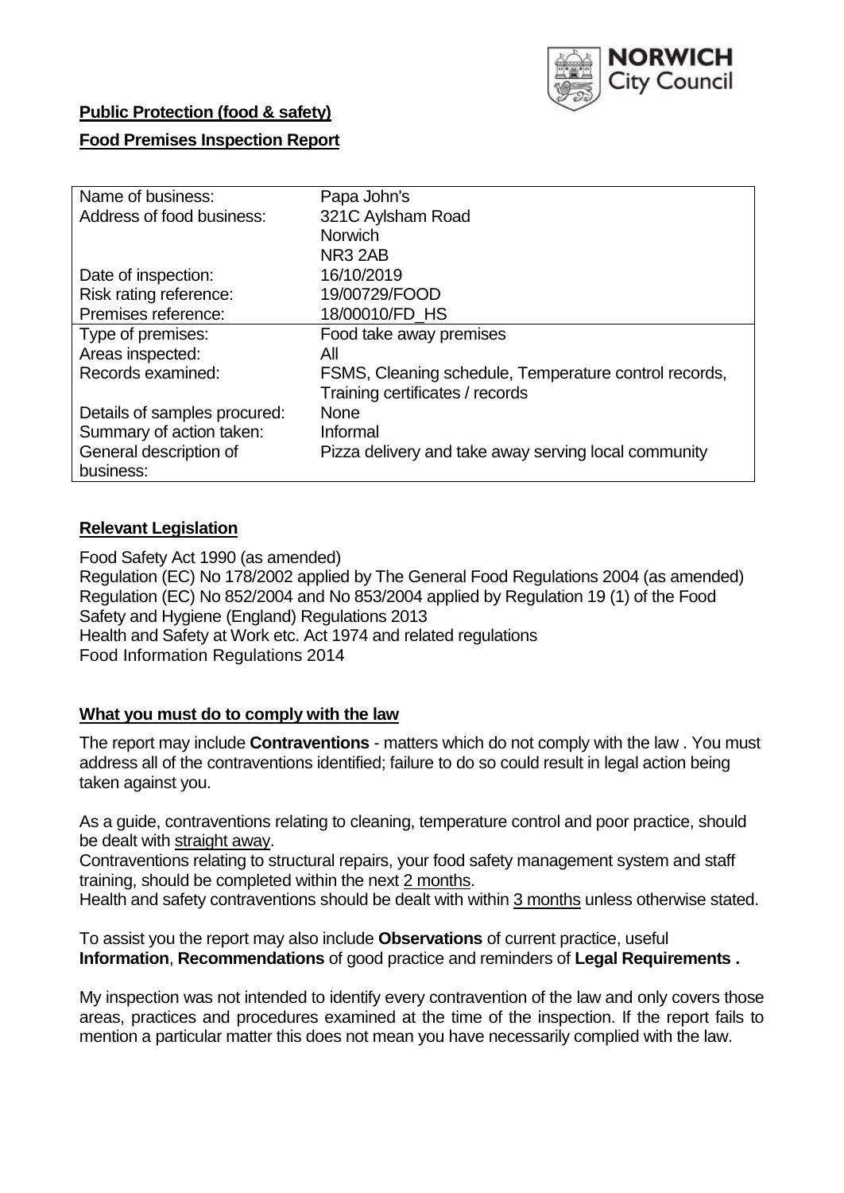NORWICH City Council

**Public Protection (food & safety)**

**Food Premises Inspection Report**

| Name of business: | Papa John's |
|---|---|
| Address of food business: | 321C Aylsham Road<br>Norwich<br>NR3 2AB |
| Date of inspection: | 16/10/2019 |
| Risk rating reference: | 19/00729/FOOD |
| Premises reference: | 18/00010/FD_HS |
| Type of premises: | Food take away premises |
| Areas inspected: | All |
| Records examined: | FSMS, Cleaning schedule, Temperature control records, Training certificates / records |
| Details of samples procured: | None |
| Summary of action taken: | Informal |
| General description of business: | Pizza delivery and take away serving local community |

## Relevant Legislation

Food Safety Act 1990 (as amended)
Regulation (EC) No 178/2002 applied by The General Food Regulations 2004 (as amended)
Regulation (EC) No 852/2004 and No 853/2004 applied by Regulation 19 (1) of the Food Safety and Hygiene (England) Regulations 2013
Health and Safety at Work etc. Act 1974 and related regulations
Food Information Regulations 2014

## What you must do to comply with the law

The report may include **Contraventions** - matters which do not comply with the law . You must address all of the contraventions identified; failure to do so could result in legal action being taken against you.

As a guide, contraventions relating to cleaning, temperature control and poor practice, should be dealt with straight away.
Contraventions relating to structural repairs, your food safety management system and staff training, should be completed within the next 2 months.
Health and safety contraventions should be dealt with within 3 months unless otherwise stated.

To assist you the report may also include **Observations** of current practice, useful **Information**, **Recommendations** of good practice and reminders of **Legal Requirements .**

My inspection was not intended to identify every contravention of the law and only covers those areas, practices and procedures examined at the time of the inspection. If the report fails to mention a particular matter this does not mean you have necessarily complied with the law.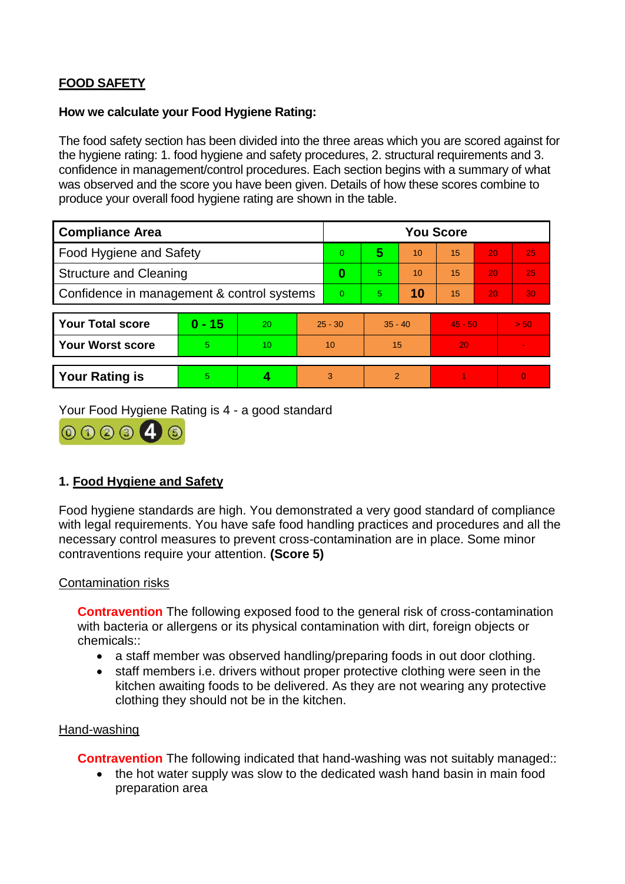## FOOD SAFETY

**How we calculate your Food Hygiene Rating:**

The food safety section has been divided into the three areas which you are scored against for the hygiene rating: 1. food hygiene and safety procedures, 2. structural requirements and 3. confidence in management/control procedures. Each section begins with a summary of what was observed and the score you have been given. Details of how these scores combine to produce your overall food hygiene rating are shown in the table.

| Compliance Area | You Score | | | | | |
|---|---|---|---|---|---|---|
| Food Hygiene and Safety | 0 | **5** | 10 | 15 | 20 | 25 |
| Structure and Cleaning | **0** | 5 | 10 | 15 | 20 | 25 |
| Confidence in management & control systems | 0 | 5 | **10** | 15 | 20 | 30 |

| | | | | | | |
|---|---|---|---|---|---|---|
| **Your Total score** | **0 - 15** | 20 | 25 - 30 | 35 - 40 | 45 - 50 | > 50 |
| **Your Worst score** | 5 | 10 | 10 | 15 | 20 | - |

| | | | | | | |
|---|---|---|---|---|---|---|
| **Your Rating is** | 5 | **4** | 3 | 2 | 1 | 0 |

Your Food Hygiene Rating is 4 - a good standard

### 1. Food Hygiene and Safety

Food hygiene standards are high. You demonstrated a very good standard of compliance with legal requirements. You have safe food handling practices and procedures and all the necessary control measures to prevent cross-contamination are in place. Some minor contraventions require your attention. **(Score 5)**

Contamination risks

**Contravention** The following exposed food to the general risk of cross-contamination with bacteria or allergens or its physical contamination with dirt, foreign objects or chemicals::

- a staff member was observed handling/preparing foods in out door clothing.
- staff members i.e. drivers without proper protective clothing were seen in the kitchen awaiting foods to be delivered. As they are not wearing any protective clothing they should not be in the kitchen.

Hand-washing

**Contravention** The following indicated that hand-washing was not suitably managed::

- the hot water supply was slow to the dedicated wash hand basin in main food preparation area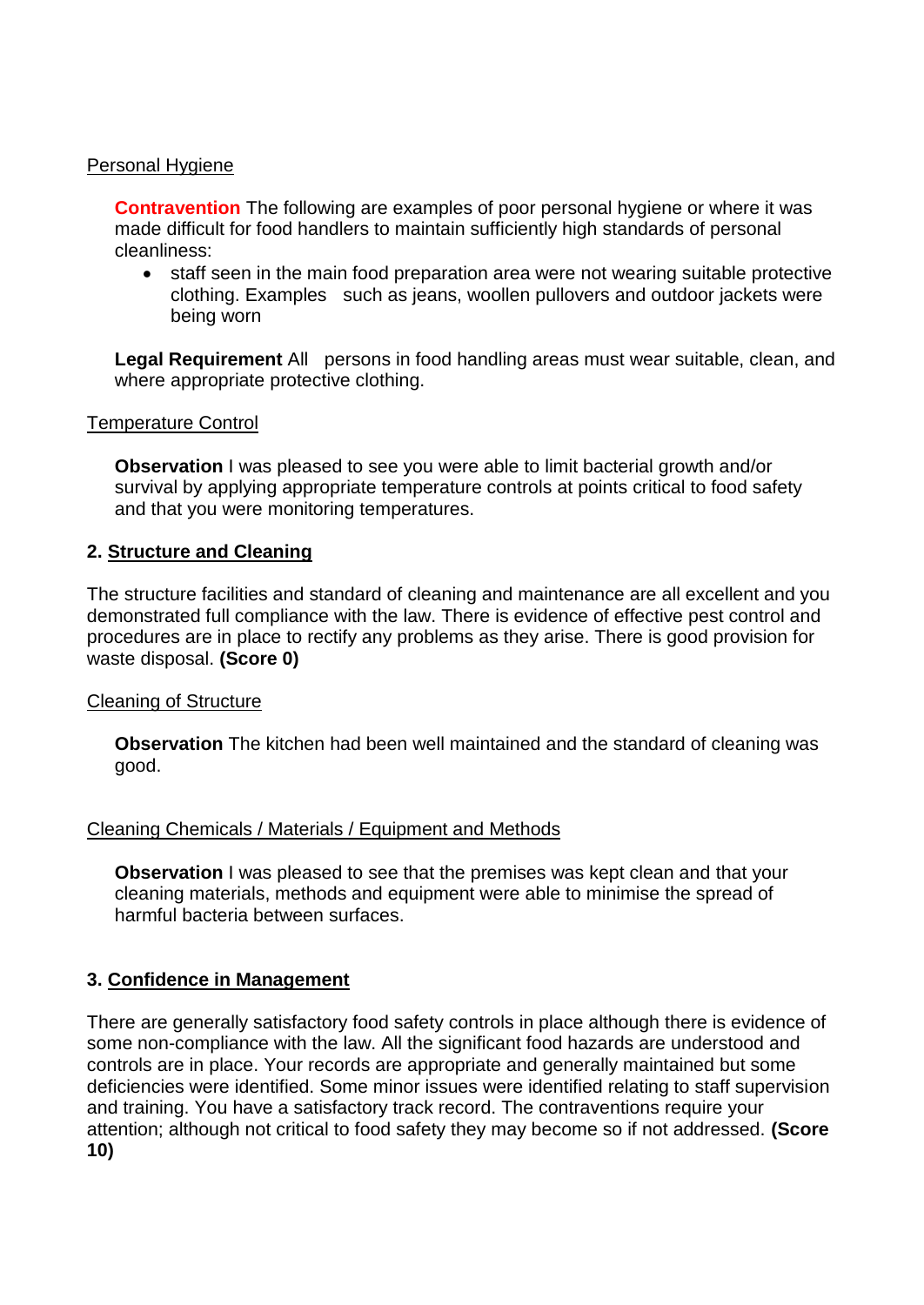Personal Hygiene

**Contravention** The following are examples of poor personal hygiene or where it was made difficult for food handlers to maintain sufficiently high standards of personal cleanliness:

- staff seen in the main food preparation area were not wearing suitable protective clothing. Examples such as jeans, woollen pullovers and outdoor jackets were being worn

**Legal Requirement** All persons in food handling areas must wear suitable, clean, and where appropriate protective clothing.

Temperature Control

**Observation** I was pleased to see you were able to limit bacterial growth and/or survival by applying appropriate temperature controls at points critical to food safety and that you were monitoring temperatures.

## 2. Structure and Cleaning

The structure facilities and standard of cleaning and maintenance are all excellent and you demonstrated full compliance with the law. There is evidence of effective pest control and procedures are in place to rectify any problems as they arise. There is good provision for waste disposal. **(Score 0)**

Cleaning of Structure

**Observation** The kitchen had been well maintained and the standard of cleaning was good.

Cleaning Chemicals / Materials / Equipment and Methods

**Observation** I was pleased to see that the premises was kept clean and that your cleaning materials, methods and equipment were able to minimise the spread of harmful bacteria between surfaces.

## 3. Confidence in Management

There are generally satisfactory food safety controls in place although there is evidence of some non-compliance with the law. All the significant food hazards are understood and controls are in place. Your records are appropriate and generally maintained but some deficiencies were identified. Some minor issues were identified relating to staff supervision and training. You have a satisfactory track record. The contraventions require your attention; although not critical to food safety they may become so if not addressed. **(Score 10)**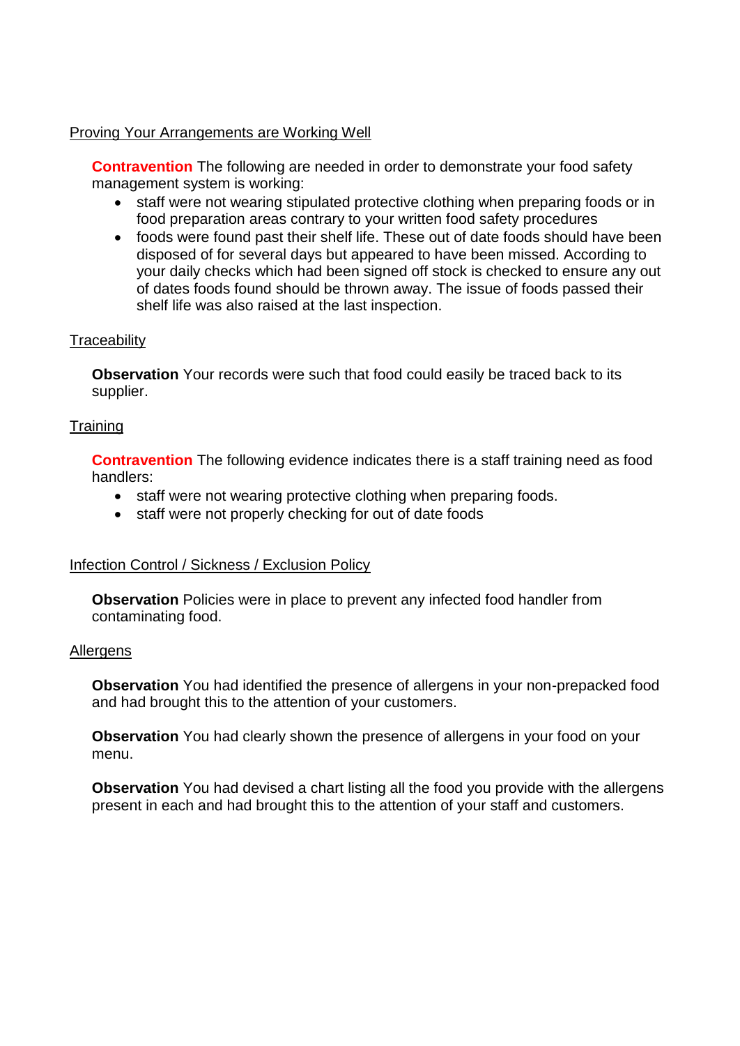Proving Your Arrangements are Working Well

**Contravention** The following are needed in order to demonstrate your food safety management system is working:

- staff were not wearing stipulated protective clothing when preparing foods or in food preparation areas contrary to your written food safety procedures
- foods were found past their shelf life. These out of date foods should have been disposed of for several days but appeared to have been missed. According to your daily checks which had been signed off stock is checked to ensure any out of dates foods found should be thrown away. The issue of foods passed their shelf life was also raised at the last inspection.

Traceability

**Observation** Your records were such that food could easily be traced back to its supplier.

Training

**Contravention** The following evidence indicates there is a staff training need as food handlers:

- staff were not wearing protective clothing when preparing foods.
- staff were not properly checking for out of date foods

Infection Control / Sickness / Exclusion Policy

**Observation** Policies were in place to prevent any infected food handler from contaminating food.

Allergens

**Observation** You had identified the presence of allergens in your non-prepacked food and had brought this to the attention of your customers.

**Observation** You had clearly shown the presence of allergens in your food on your menu.

**Observation** You had devised a chart listing all the food you provide with the allergens present in each and had brought this to the attention of your staff and customers.